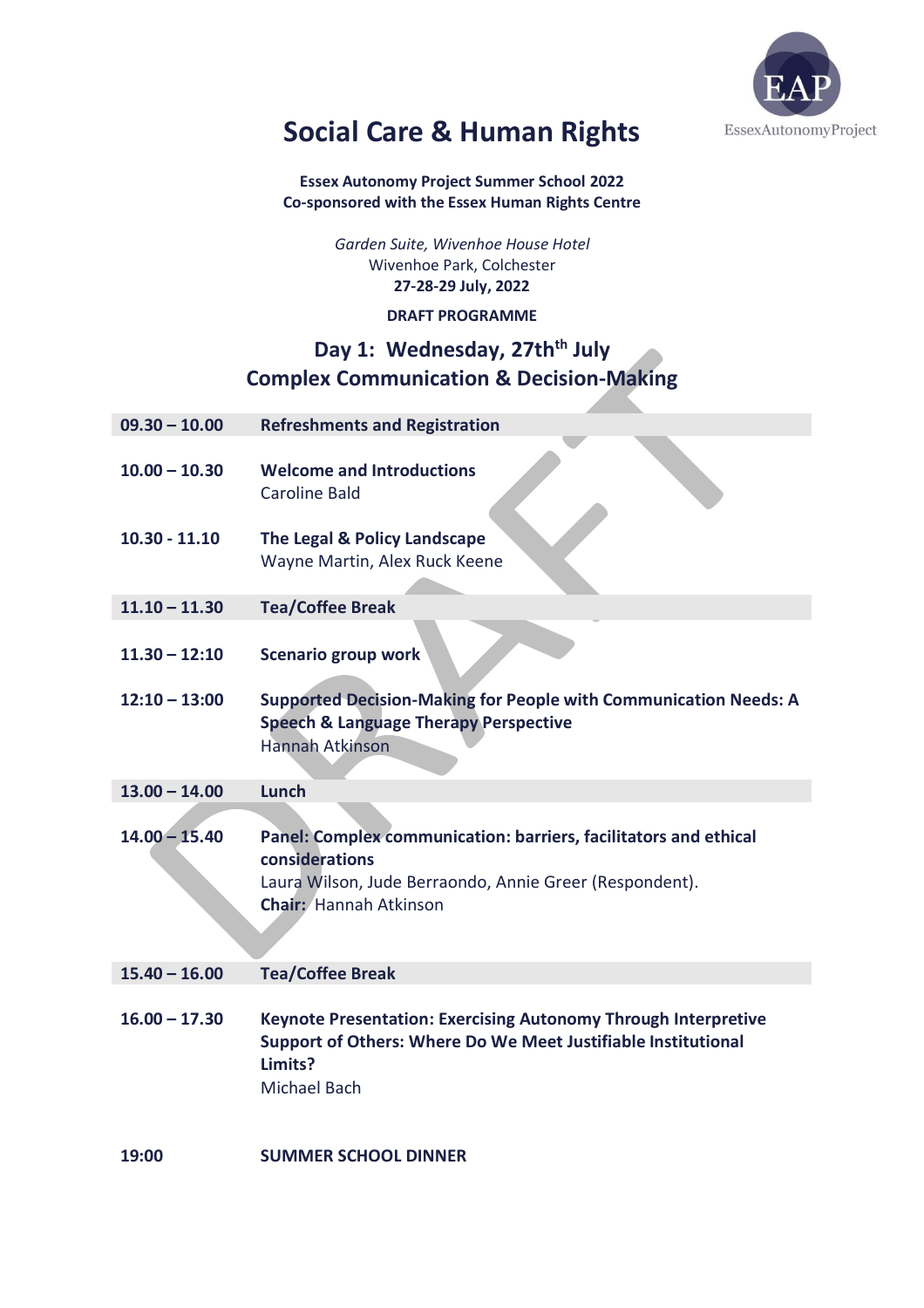# Social Care & Human Rights

**Essex Autonomy Project Summer School 2022**
**Co-sponsored with the Essex Human Rights Centre**

*Garden Suite, Wivenhoe House Hotel*
Wivenhoe Park, Colchester
**27-28-29 July, 2022**

**DRAFT PROGRAMME**

## Day 1: Wednesday, 27th July
## Complex Communication & Decision-Making

| | |
|---|---|
| **09.30 – 10.00** | **Refreshments and Registration** |
| **10.00 – 10.30** | **Welcome and Introductions**<br>Caroline Bald |
| **10.30 - 11.10** | **The Legal & Policy Landscape**<br>Wayne Martin, Alex Ruck Keene |
| **11.10 – 11.30** | **Tea/Coffee Break** |
| **11.30 – 12:10** | **Scenario group work** |
| **12:10 – 13:00** | **Supported Decision-Making for People with Communication Needs: A Speech & Language Therapy Perspective**<br>Hannah Atkinson |
| **13.00 – 14.00** | **Lunch** |
| **14.00 – 15.40** | **Panel: Complex communication: barriers, facilitators and ethical considerations**<br>Laura Wilson, Jude Berraondo, Annie Greer (Respondent).<br>**Chair:** Hannah Atkinson |
| **15.40 – 16.00** | **Tea/Coffee Break** |
| **16.00 – 17.30** | **Keynote Presentation: Exercising Autonomy Through Interpretive Support of Others: Where Do We Meet Justifiable Institutional Limits?**<br>Michael Bach |
| **19:00** | **SUMMER SCHOOL DINNER** |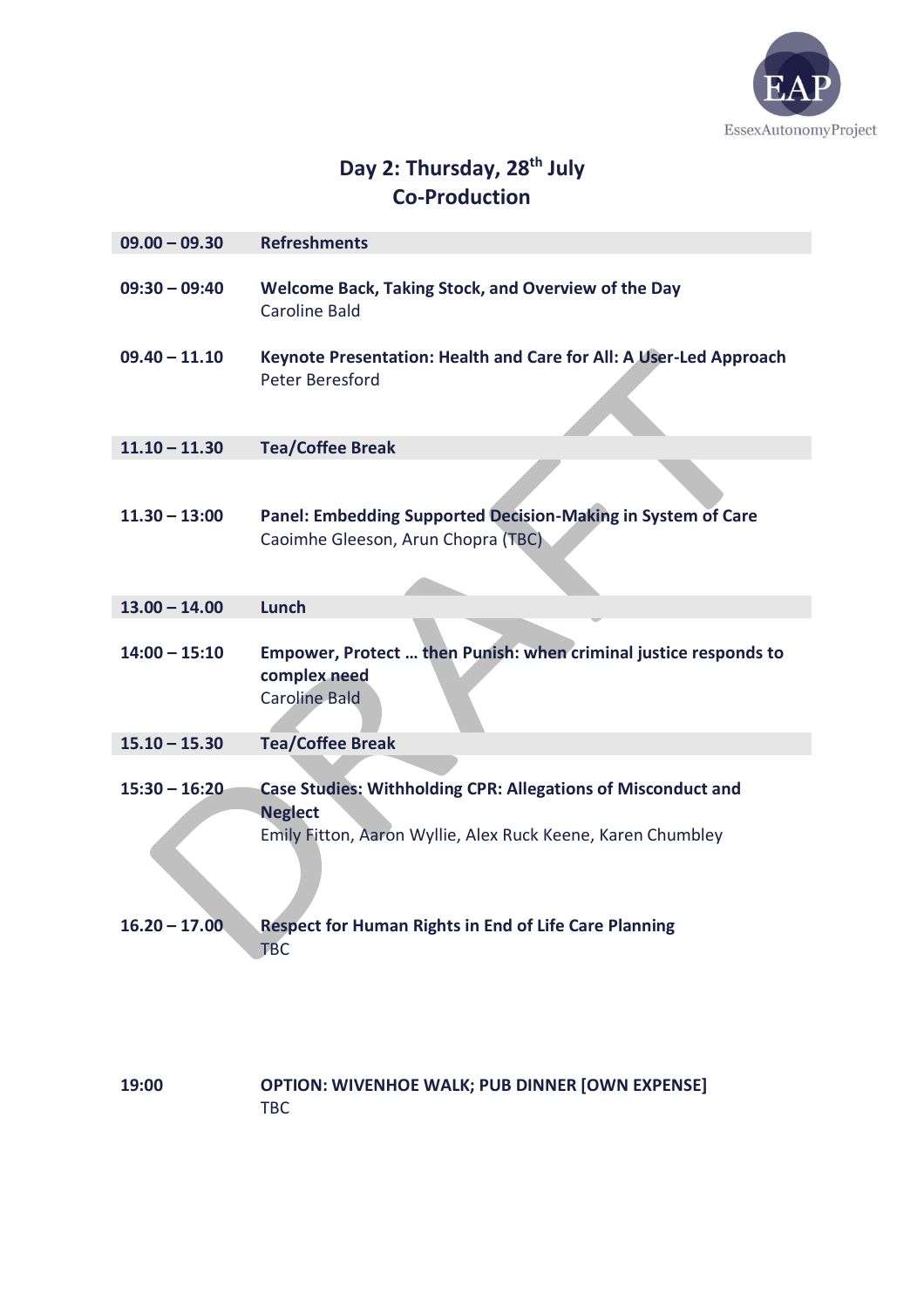EssexAutonomyProject

# Day 2: Thursday, 28th July
## Co-Production

| Time | Session |
|---|---|
| 09.00 – 09.30 | **Refreshments** |
| 09:30 – 09:40 | **Welcome Back, Taking Stock, and Overview of the Day**<br>Caroline Bald |
| 09.40 – 11.10 | **Keynote Presentation: Health and Care for All: A User-Led Approach**<br>Peter Beresford |
| 11.10 – 11.30 | **Tea/Coffee Break** |
| 11.30 – 13:00 | **Panel: Embedding Supported Decision-Making in System of Care**<br>Caoimhe Gleeson, Arun Chopra (TBC) |
| 13.00 – 14.00 | **Lunch** |
| 14:00 – 15:10 | **Empower, Protect … then Punish: when criminal justice responds to complex need**<br>Caroline Bald |
| 15.10 – 15.30 | **Tea/Coffee Break** |
| 15:30 – 16:20 | **Case Studies: Withholding CPR: Allegations of Misconduct and Neglect**<br>Emily Fitton, Aaron Wyllie, Alex Ruck Keene, Karen Chumbley |
| 16.20 – 17.00 | **Respect for Human Rights in End of Life Care Planning**<br>TBC |
| 19:00 | **OPTION: WIVENHOE WALK; PUB DINNER [OWN EXPENSE]**<br>TBC |

DRAFT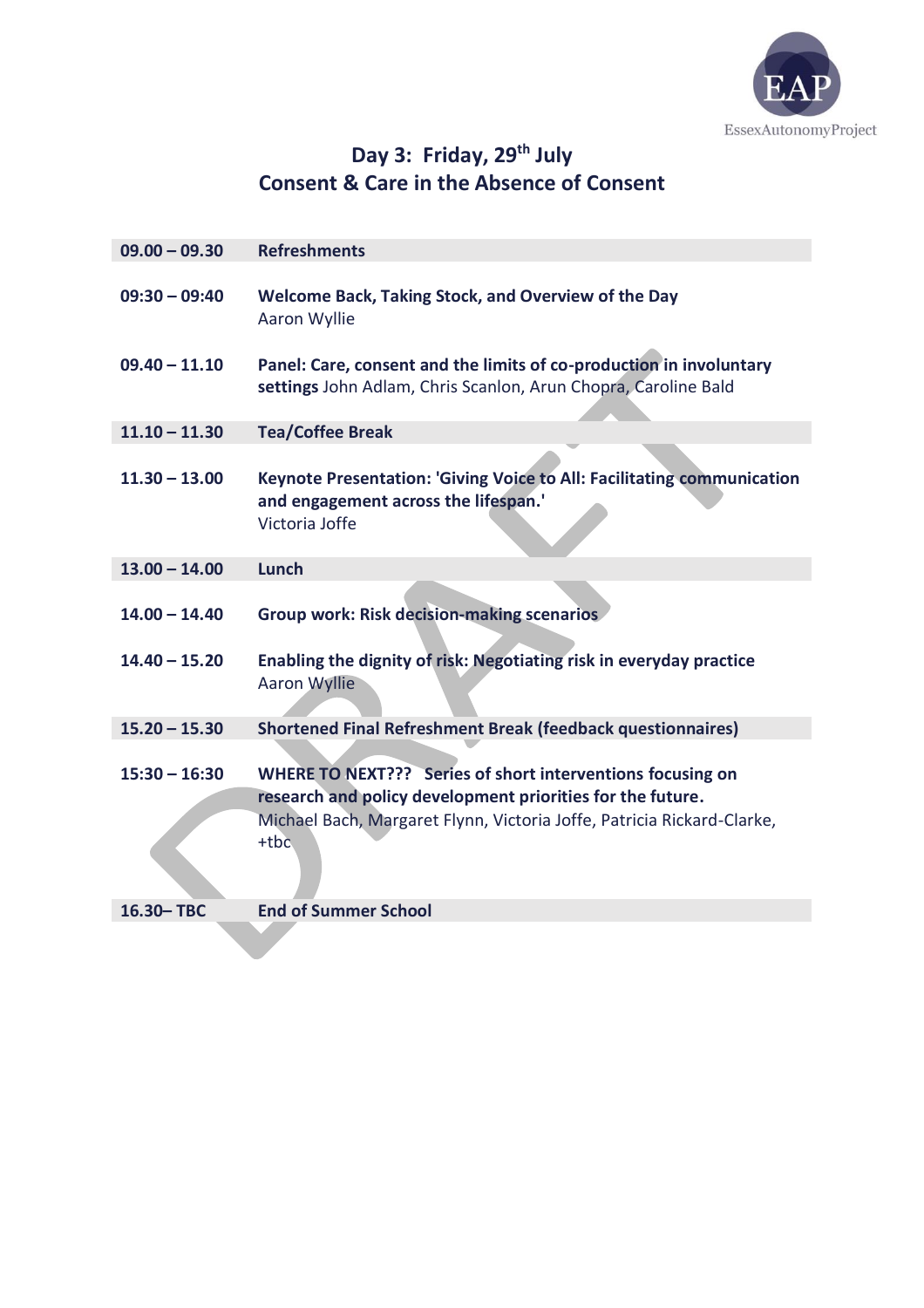## Day 3: Friday, 29th July
## Consent & Care in the Absence of Consent

| Time | Session |
|---|---|
| **09.00 – 09.30** | **Refreshments** |
| **09:30 – 09:40** | **Welcome Back, Taking Stock, and Overview of the Day**<br>Aaron Wyllie |
| **09.40 – 11.10** | **Panel: Care, consent and the limits of co-production in involuntary settings** John Adlam, Chris Scanlon, Arun Chopra, Caroline Bald |
| **11.10 – 11.30** | **Tea/Coffee Break** |
| **11.30 – 13.00** | **Keynote Presentation: 'Giving Voice to All: Facilitating communication and engagement across the lifespan.'**<br>Victoria Joffe |
| **13.00 – 14.00** | **Lunch** |
| **14.00 – 14.40** | **Group work: Risk decision-making scenarios** |
| **14.40 – 15.20** | **Enabling the dignity of risk: Negotiating risk in everyday practice**<br>Aaron Wyllie |
| **15.20 – 15.30** | **Shortened Final Refreshment Break (feedback questionnaires)** |
| **15:30 – 16:30** | **WHERE TO NEXT??? Series of short interventions focusing on research and policy development priorities for the future.**<br>Michael Bach, Margaret Flynn, Victoria Joffe, Patricia Rickard-Clarke, +tbc |
| **16.30– TBC** | **End of Summer School** |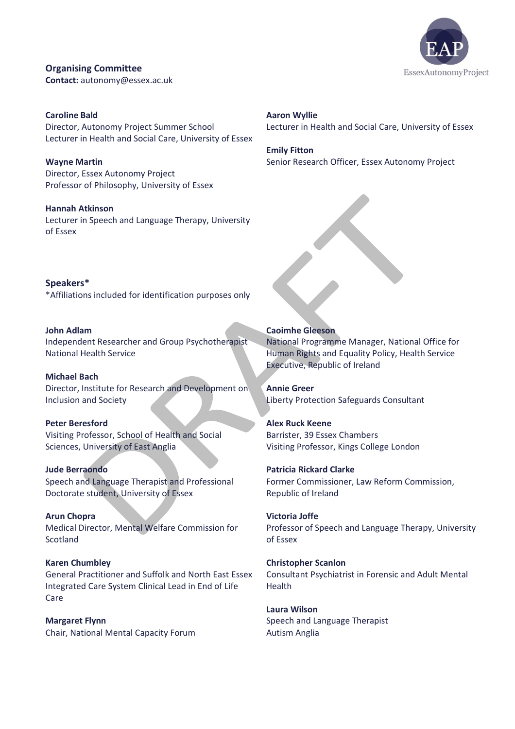## Organising Committee

**Contact:** autonomy@essex.ac.uk

**Caroline Bald**
Director, Autonomy Project Summer School
Lecturer in Health and Social Care, University of Essex

**Wayne Martin**
Director, Essex Autonomy Project
Professor of Philosophy, University of Essex

**Hannah Atkinson**
Lecturer in Speech and Language Therapy, University of Essex

**Aaron Wyllie**
Lecturer in Health and Social Care, University of Essex

**Emily Fitton**
Senior Research Officer, Essex Autonomy Project

## Speakers*

*Affiliations included for identification purposes only

**John Adlam**
Independent Researcher and Group Psychotherapist
National Health Service

**Michael Bach**
Director, Institute for Research and Development on Inclusion and Society

**Peter Beresford**
Visiting Professor, School of Health and Social Sciences, University of East Anglia

**Jude Berraondo**
Speech and Language Therapist and Professional Doctorate student, University of Essex

**Arun Chopra**
Medical Director, Mental Welfare Commission for Scotland

**Karen Chumbley**
General Practitioner and Suffolk and North East Essex Integrated Care System Clinical Lead in End of Life Care

**Margaret Flynn**
Chair, National Mental Capacity Forum

**Caoimhe Gleeson**
National Programme Manager, National Office for Human Rights and Equality Policy, Health Service Executive, Republic of Ireland

**Annie Greer**
Liberty Protection Safeguards Consultant

**Alex Ruck Keene**
Barrister, 39 Essex Chambers
Visiting Professor, Kings College London

**Patricia Rickard Clarke**
Former Commissioner, Law Reform Commission, Republic of Ireland

**Victoria Joffe**
Professor of Speech and Language Therapy, University of Essex

**Christopher Scanlon**
Consultant Psychiatrist in Forensic and Adult Mental Health

**Laura Wilson**
Speech and Language Therapist
Autism Anglia